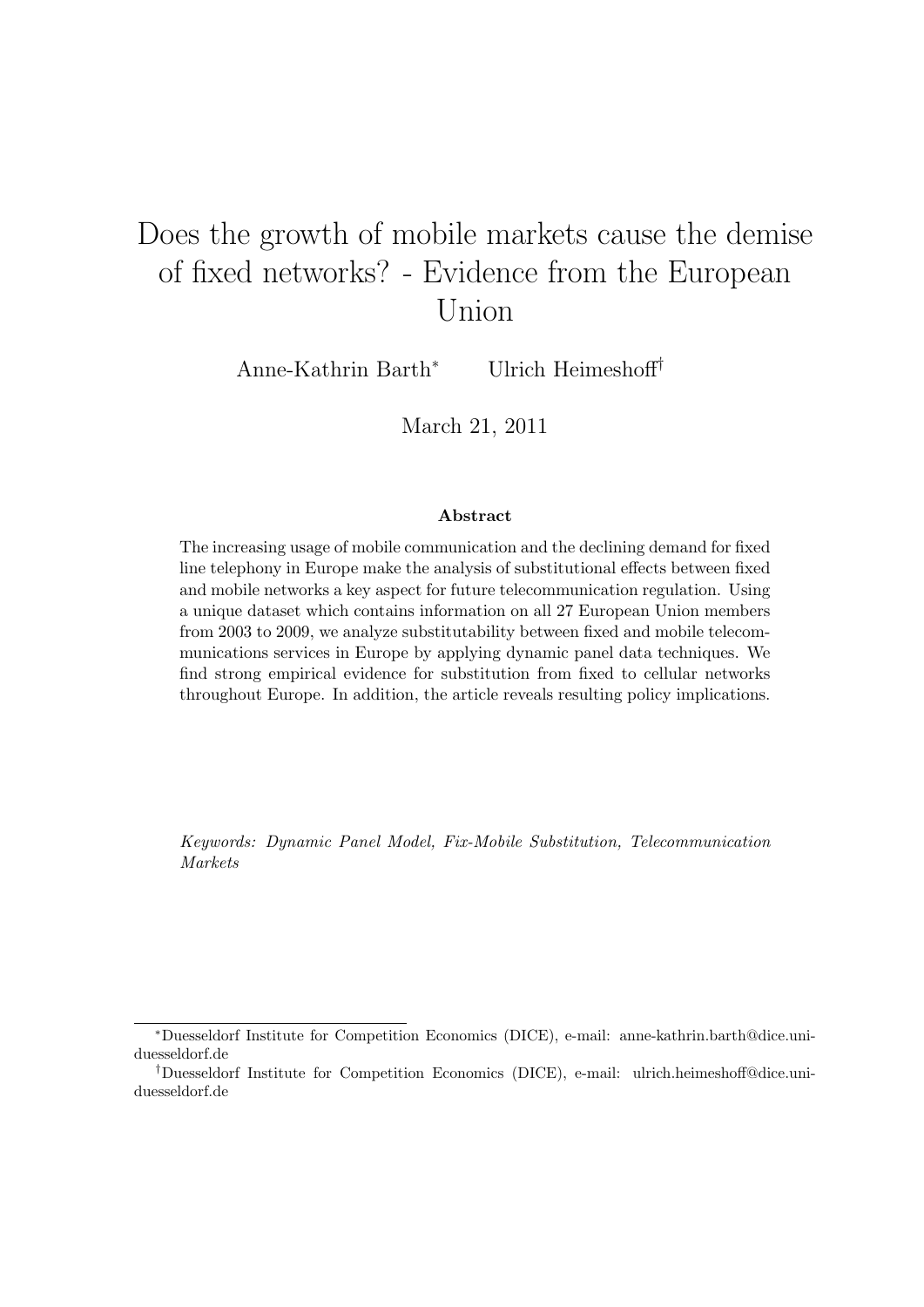# Does the growth of mobile markets cause the demise of fixed networks? - Evidence from the European Union

Anne-Kathrin Barth[*] Ulrich Heimeshoff[†]

March 21, 2011

### Abstract

The increasing usage of mobile communication and the declining demand for fixed line telephony in Europe make the analysis of substitutional effects between fixed and mobile networks a key aspect for future telecommunication regulation. Using a unique dataset which contains information on all 27 European Union members from 2003 to 2009, we analyze substitutability between fixed and mobile telecommunications services in Europe by applying dynamic panel data techniques. We find strong empirical evidence for substitution from fixed to cellular networks throughout Europe. In addition, the article reveals resulting policy implications.

*Keywords: Dynamic Panel Model, Fix-Mobile Substitution, Telecommunication Markets*

---

[*] Duesseldorf Institute for Competition Economics (DICE), e-mail: anne-kathrin.barth@dice.uni-duesseldorf.de

[†] Duesseldorf Institute for Competition Economics (DICE), e-mail: ulrich.heimeshoff@dice.uni-duesseldorf.de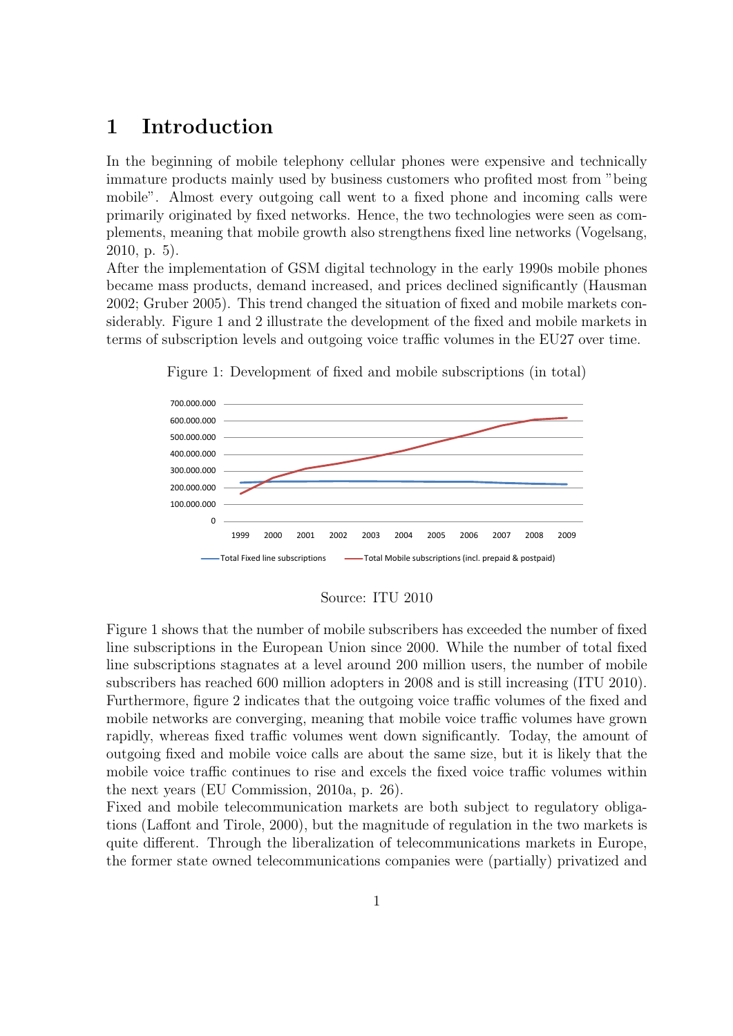# 1 Introduction

In the beginning of mobile telephony cellular phones were expensive and technically immature products mainly used by business customers who profited most from "being mobile". Almost every outgoing call went to a fixed phone and incoming calls were primarily originated by fixed networks. Hence, the two technologies were seen as complements, meaning that mobile growth also strengthens fixed line networks (Vogelsang, 2010, p. 5).

After the implementation of GSM digital technology in the early 1990s mobile phones became mass products, demand increased, and prices declined significantly (Hausman 2002; Gruber 2005). This trend changed the situation of fixed and mobile markets considerably. Figure 1 and 2 illustrate the development of the fixed and mobile markets in terms of subscription levels and outgoing voice traffic volumes in the EU27 over time.

Figure 1: Development of fixed and mobile subscriptions (in total)

Source: ITU 2010

Figure 1 shows that the number of mobile subscribers has exceeded the number of fixed line subscriptions in the European Union since 2000. While the number of total fixed line subscriptions stagnates at a level around 200 million users, the number of mobile subscribers has reached 600 million adopters in 2008 and is still increasing (ITU 2010). Furthermore, figure 2 indicates that the outgoing voice traffic volumes of the fixed and mobile networks are converging, meaning that mobile voice traffic volumes have grown rapidly, whereas fixed traffic volumes went down significantly. Today, the amount of outgoing fixed and mobile voice calls are about the same size, but it is likely that the mobile voice traffic continues to rise and excels the fixed voice traffic volumes within the next years (EU Commission, 2010a, p. 26).

Fixed and mobile telecommunication markets are both subject to regulatory obligations (Laffont and Tirole, 2000), but the magnitude of regulation in the two markets is quite different. Through the liberalization of telecommunications markets in Europe, the former state owned telecommunications companies were (partially) privatized and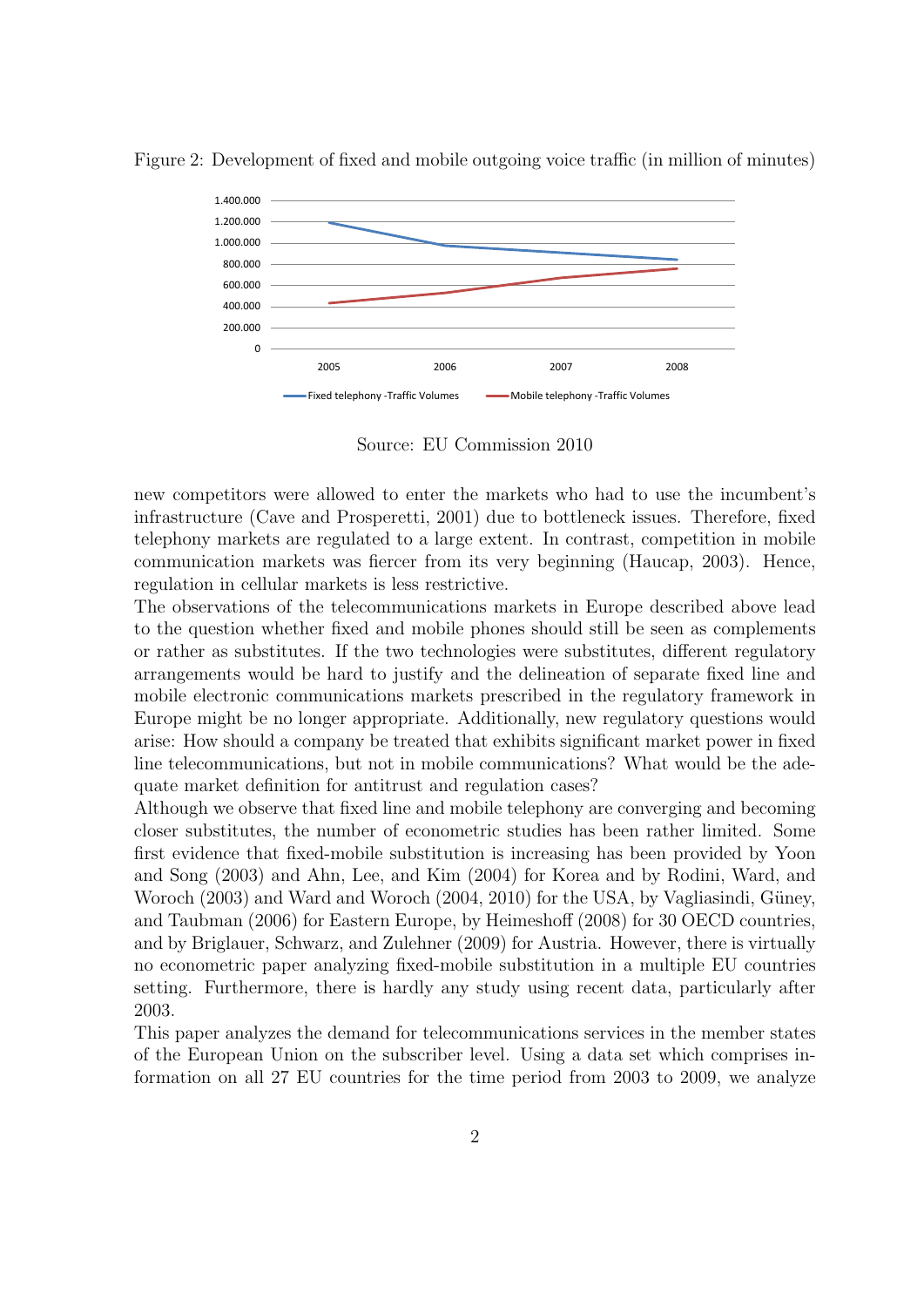Figure 2: Development of fixed and mobile outgoing voice traffic (in million of minutes)

Source: EU Commission 2010

new competitors were allowed to enter the markets who had to use the incumbent's infrastructure (Cave and Prosperetti, 2001) due to bottleneck issues. Therefore, fixed telephony markets are regulated to a large extent. In contrast, competition in mobile communication markets was fiercer from its very beginning (Haucap, 2003). Hence, regulation in cellular markets is less restrictive.

The observations of the telecommunications markets in Europe described above lead to the question whether fixed and mobile phones should still be seen as complements or rather as substitutes. If the two technologies were substitutes, different regulatory arrangements would be hard to justify and the delineation of separate fixed line and mobile electronic communications markets prescribed in the regulatory framework in Europe might be no longer appropriate. Additionally, new regulatory questions would arise: How should a company be treated that exhibits significant market power in fixed line telecommunications, but not in mobile communications? What would be the adequate market definition for antitrust and regulation cases?

Although we observe that fixed line and mobile telephony are converging and becoming closer substitutes, the number of econometric studies has been rather limited. Some first evidence that fixed-mobile substitution is increasing has been provided by Yoon and Song (2003) and Ahn, Lee, and Kim (2004) for Korea and by Rodini, Ward, and Woroch (2003) and Ward and Woroch (2004, 2010) for the USA, by Vagliasindi, Güney, and Taubman (2006) for Eastern Europe, by Heimeshoff (2008) for 30 OECD countries, and by Briglauer, Schwarz, and Zulehner (2009) for Austria. However, there is virtually no econometric paper analyzing fixed-mobile substitution in a multiple EU countries setting. Furthermore, there is hardly any study using recent data, particularly after 2003.

This paper analyzes the demand for telecommunications services in the member states of the European Union on the subscriber level. Using a data set which comprises information on all 27 EU countries for the time period from 2003 to 2009, we analyze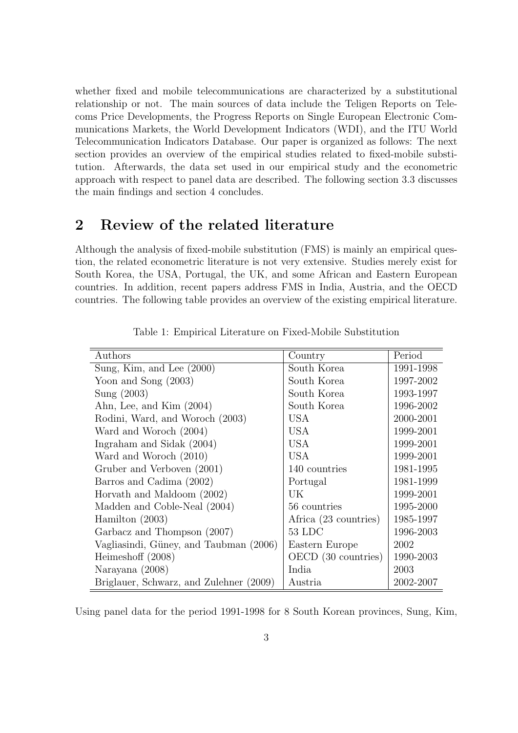whether fixed and mobile telecommunications are characterized by a substitutional relationship or not. The main sources of data include the Teligen Reports on Telecoms Price Developments, the Progress Reports on Single European Electronic Communications Markets, the World Development Indicators (WDI), and the ITU World Telecommunication Indicators Database. Our paper is organized as follows: The next section provides an overview of the empirical studies related to fixed-mobile substitution. Afterwards, the data set used in our empirical study and the econometric approach with respect to panel data are described. The following section 3.3 discusses the main findings and section 4 concludes.

## 2 Review of the related literature

Although the analysis of fixed-mobile substitution (FMS) is mainly an empirical question, the related econometric literature is not very extensive. Studies merely exist for South Korea, the USA, Portugal, the UK, and some African and Eastern European countries. In addition, recent papers address FMS in India, Austria, and the OECD countries. The following table provides an overview of the existing empirical literature.

Table 1: Empirical Literature on Fixed-Mobile Substitution

| Authors | Country | Period |
|---|---|---|
| Sung, Kim, and Lee (2000) | South Korea | 1991-1998 |
| Yoon and Song (2003) | South Korea | 1997-2002 |
| Sung (2003) | South Korea | 1993-1997 |
| Ahn, Lee, and Kim (2004) | South Korea | 1996-2002 |
| Rodini, Ward, and Woroch (2003) | USA | 2000-2001 |
| Ward and Woroch (2004) | USA | 1999-2001 |
| Ingraham and Sidak (2004) | USA | 1999-2001 |
| Ward and Woroch (2010) | USA | 1999-2001 |
| Gruber and Verboven (2001) | 140 countries | 1981-1995 |
| Barros and Cadima (2002) | Portugal | 1981-1999 |
| Horvath and Maldoom (2002) | UK | 1999-2001 |
| Madden and Coble-Neal (2004) | 56 countries | 1995-2000 |
| Hamilton (2003) | Africa (23 countries) | 1985-1997 |
| Garbacz and Thompson (2007) | 53 LDC | 1996-2003 |
| Vagliasindi, Güney, and Taubman (2006) | Eastern Europe | 2002 |
| Heimeshoff (2008) | OECD (30 countries) | 1990-2003 |
| Narayana (2008) | India | 2003 |
| Briglauer, Schwarz, and Zulehner (2009) | Austria | 2002-2007 |

Using panel data for the period 1991-1998 for 8 South Korean provinces, Sung, Kim,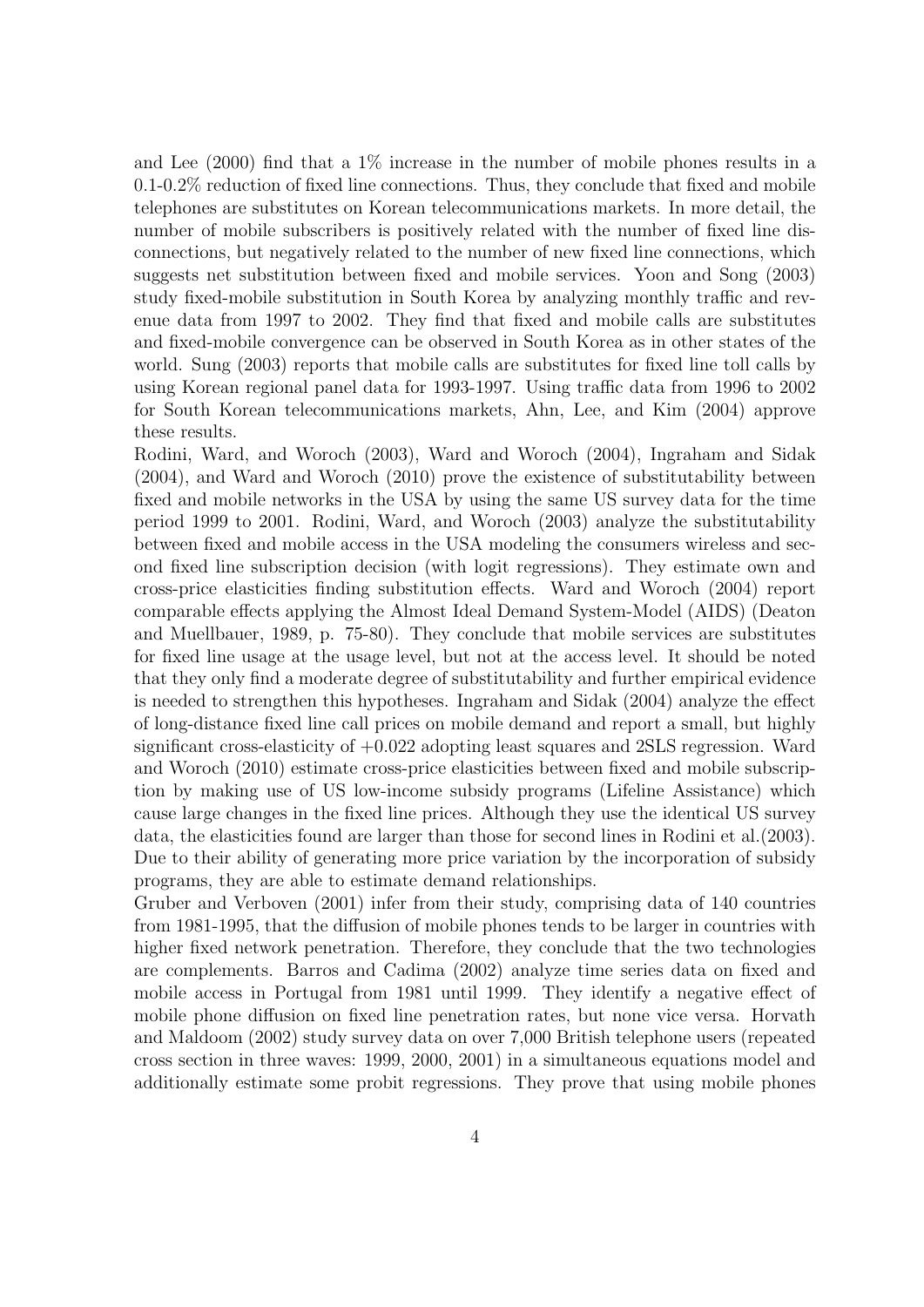and Lee (2000) find that a 1% increase in the number of mobile phones results in a 0.1-0.2% reduction of fixed line connections. Thus, they conclude that fixed and mobile telephones are substitutes on Korean telecommunications markets. In more detail, the number of mobile subscribers is positively related with the number of fixed line disconnections, but negatively related to the number of new fixed line connections, which suggests net substitution between fixed and mobile services. Yoon and Song (2003) study fixed-mobile substitution in South Korea by analyzing monthly traffic and revenue data from 1997 to 2002. They find that fixed and mobile calls are substitutes and fixed-mobile convergence can be observed in South Korea as in other states of the world. Sung (2003) reports that mobile calls are substitutes for fixed line toll calls by using Korean regional panel data for 1993-1997. Using traffic data from 1996 to 2002 for South Korean telecommunications markets, Ahn, Lee, and Kim (2004) approve these results.

Rodini, Ward, and Woroch (2003), Ward and Woroch (2004), Ingraham and Sidak (2004), and Ward and Woroch (2010) prove the existence of substitutability between fixed and mobile networks in the USA by using the same US survey data for the time period 1999 to 2001. Rodini, Ward, and Woroch (2003) analyze the substitutability between fixed and mobile access in the USA modeling the consumers wireless and second fixed line subscription decision (with logit regressions). They estimate own and cross-price elasticities finding substitution effects. Ward and Woroch (2004) report comparable effects applying the Almost Ideal Demand System-Model (AIDS) (Deaton and Muellbauer, 1989, p. 75-80). They conclude that mobile services are substitutes for fixed line usage at the usage level, but not at the access level. It should be noted that they only find a moderate degree of substitutability and further empirical evidence is needed to strengthen this hypotheses. Ingraham and Sidak (2004) analyze the effect of long-distance fixed line call prices on mobile demand and report a small, but highly significant cross-elasticity of +0.022 adopting least squares and 2SLS regression. Ward and Woroch (2010) estimate cross-price elasticities between fixed and mobile subscription by making use of US low-income subsidy programs (Lifeline Assistance) which cause large changes in the fixed line prices. Although they use the identical US survey data, the elasticities found are larger than those for second lines in Rodini et al.(2003). Due to their ability of generating more price variation by the incorporation of subsidy programs, they are able to estimate demand relationships.

Gruber and Verboven (2001) infer from their study, comprising data of 140 countries from 1981-1995, that the diffusion of mobile phones tends to be larger in countries with higher fixed network penetration. Therefore, they conclude that the two technologies are complements. Barros and Cadima (2002) analyze time series data on fixed and mobile access in Portugal from 1981 until 1999. They identify a negative effect of mobile phone diffusion on fixed line penetration rates, but none vice versa. Horvath and Maldoom (2002) study survey data on over 7,000 British telephone users (repeated cross section in three waves: 1999, 2000, 2001) in a simultaneous equations model and additionally estimate some probit regressions. They prove that using mobile phones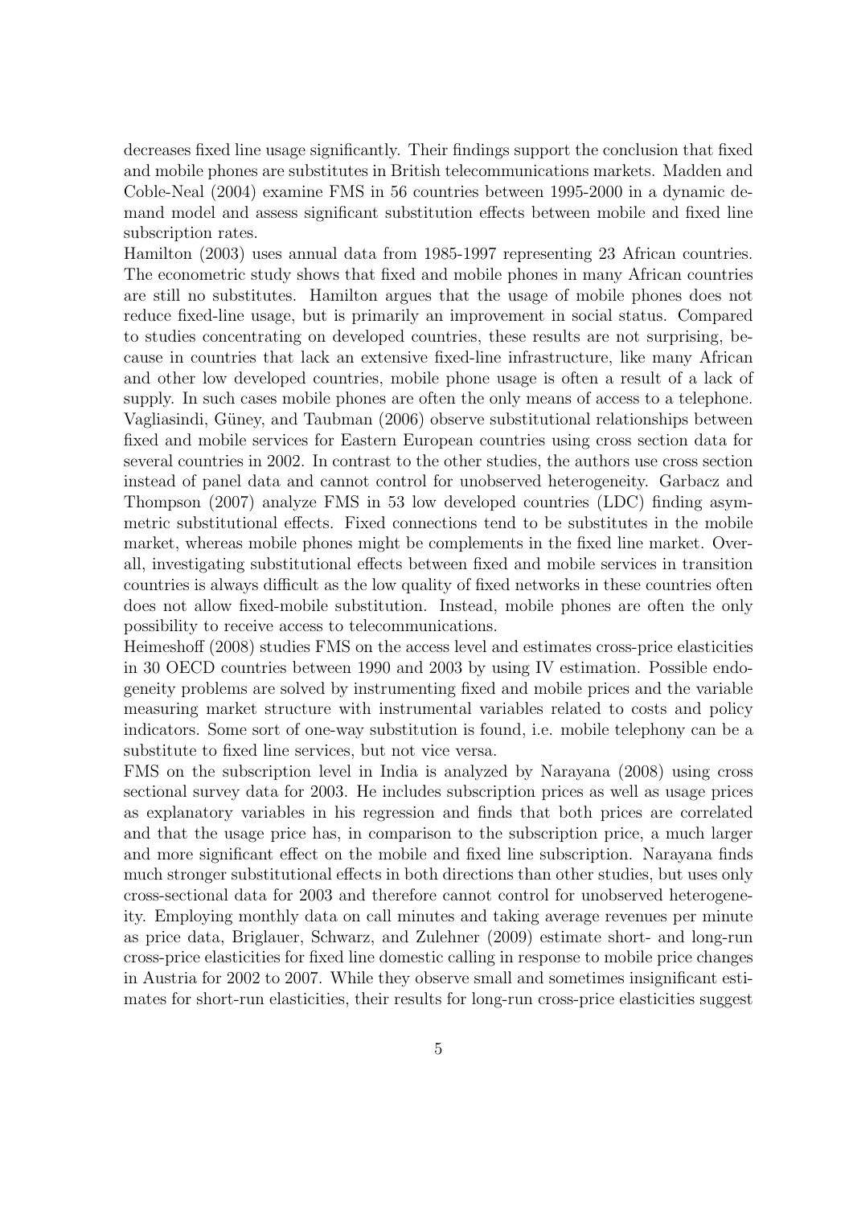decreases fixed line usage significantly. Their findings support the conclusion that fixed and mobile phones are substitutes in British telecommunications markets. Madden and Coble-Neal (2004) examine FMS in 56 countries between 1995-2000 in a dynamic demand model and assess significant substitution effects between mobile and fixed line subscription rates.

Hamilton (2003) uses annual data from 1985-1997 representing 23 African countries. The econometric study shows that fixed and mobile phones in many African countries are still no substitutes. Hamilton argues that the usage of mobile phones does not reduce fixed-line usage, but is primarily an improvement in social status. Compared to studies concentrating on developed countries, these results are not surprising, because in countries that lack an extensive fixed-line infrastructure, like many African and other low developed countries, mobile phone usage is often a result of a lack of supply. In such cases mobile phones are often the only means of access to a telephone. Vagliasindi, Güney, and Taubman (2006) observe substitutional relationships between fixed and mobile services for Eastern European countries using cross section data for several countries in 2002. In contrast to the other studies, the authors use cross section instead of panel data and cannot control for unobserved heterogeneity. Garbacz and Thompson (2007) analyze FMS in 53 low developed countries (LDC) finding asymmetric substitutional effects. Fixed connections tend to be substitutes in the mobile market, whereas mobile phones might be complements in the fixed line market. Overall, investigating substitutional effects between fixed and mobile services in transition countries is always difficult as the low quality of fixed networks in these countries often does not allow fixed-mobile substitution. Instead, mobile phones are often the only possibility to receive access to telecommunications.

Heimeshoff (2008) studies FMS on the access level and estimates cross-price elasticities in 30 OECD countries between 1990 and 2003 by using IV estimation. Possible endogeneity problems are solved by instrumenting fixed and mobile prices and the variable measuring market structure with instrumental variables related to costs and policy indicators. Some sort of one-way substitution is found, i.e. mobile telephony can be a substitute to fixed line services, but not vice versa.

FMS on the subscription level in India is analyzed by Narayana (2008) using cross sectional survey data for 2003. He includes subscription prices as well as usage prices as explanatory variables in his regression and finds that both prices are correlated and that the usage price has, in comparison to the subscription price, a much larger and more significant effect on the mobile and fixed line subscription. Narayana finds much stronger substitutional effects in both directions than other studies, but uses only cross-sectional data for 2003 and therefore cannot control for unobserved heterogeneity. Employing monthly data on call minutes and taking average revenues per minute as price data, Briglauer, Schwarz, and Zulehner (2009) estimate short- and long-run cross-price elasticities for fixed line domestic calling in response to mobile price changes in Austria for 2002 to 2007. While they observe small and sometimes insignificant estimates for short-run elasticities, their results for long-run cross-price elasticities suggest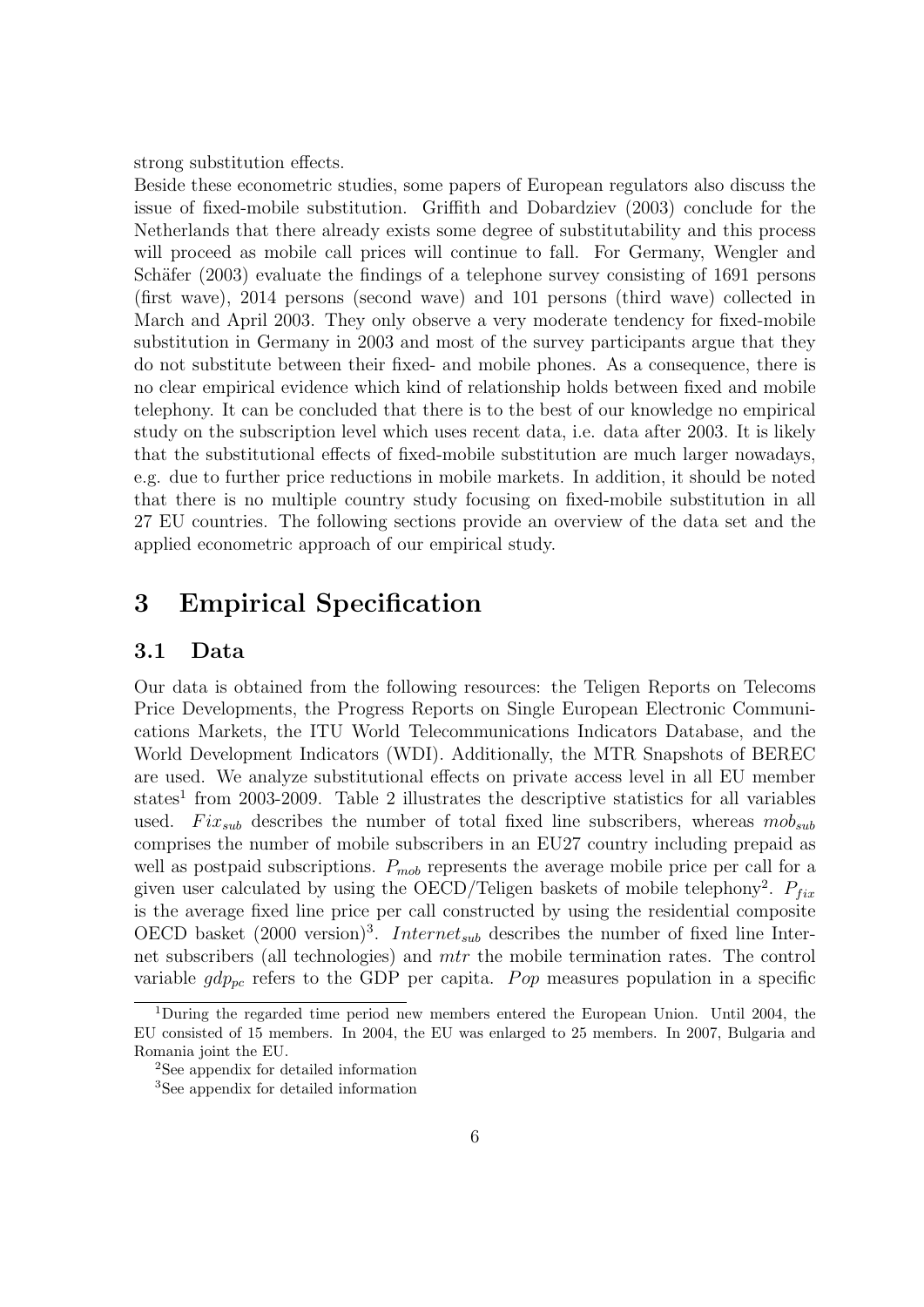strong substitution effects.

Beside these econometric studies, some papers of European regulators also discuss the issue of fixed-mobile substitution. Griffith and Dobardziev (2003) conclude for the Netherlands that there already exists some degree of substitutability and this process will proceed as mobile call prices will continue to fall. For Germany, Wengler and Schäfer (2003) evaluate the findings of a telephone survey consisting of 1691 persons (first wave), 2014 persons (second wave) and 101 persons (third wave) collected in March and April 2003. They only observe a very moderate tendency for fixed-mobile substitution in Germany in 2003 and most of the survey participants argue that they do not substitute between their fixed- and mobile phones. As a consequence, there is no clear empirical evidence which kind of relationship holds between fixed and mobile telephony. It can be concluded that there is to the best of our knowledge no empirical study on the subscription level which uses recent data, i.e. data after 2003. It is likely that the substitutional effects of fixed-mobile substitution are much larger nowadays, e.g. due to further price reductions in mobile markets. In addition, it should be noted that there is no multiple country study focusing on fixed-mobile substitution in all 27 EU countries. The following sections provide an overview of the data set and the applied econometric approach of our empirical study.

# 3 Empirical Specification

## 3.1 Data

Our data is obtained from the following resources: the Teligen Reports on Telecoms Price Developments, the Progress Reports on Single European Electronic Communications Markets, the ITU World Telecommunications Indicators Database, and the World Development Indicators (WDI). Additionally, the MTR Snapshots of BEREC are used. We analyze substitutional effects on private access level in all EU member states[1] from 2003-2009. Table 2 illustrates the descriptive statistics for all variables used. $Fix_{sub}$ describes the number of total fixed line subscribers, whereas $mob_{sub}$ comprises the number of mobile subscribers in an EU27 country including prepaid as well as postpaid subscriptions. $P_{mob}$ represents the average mobile price per call for a given user calculated by using the OECD/Teligen baskets of mobile telephony[2]. $P_{fix}$ is the average fixed line price per call constructed by using the residential composite OECD basket (2000 version)[3]. $Internet_{sub}$ describes the number of fixed line Internet subscribers (all technologies) and $mtr$ the mobile termination rates. The control variable $gdp_{pc}$ refers to the GDP per capita. $Pop$ measures population in a specific

[1] During the regarded time period new members entered the European Union. Until 2004, the EU consisted of 15 members. In 2004, the EU was enlarged to 25 members. In 2007, Bulgaria and Romania joint the EU.

[2] See appendix for detailed information

[3] See appendix for detailed information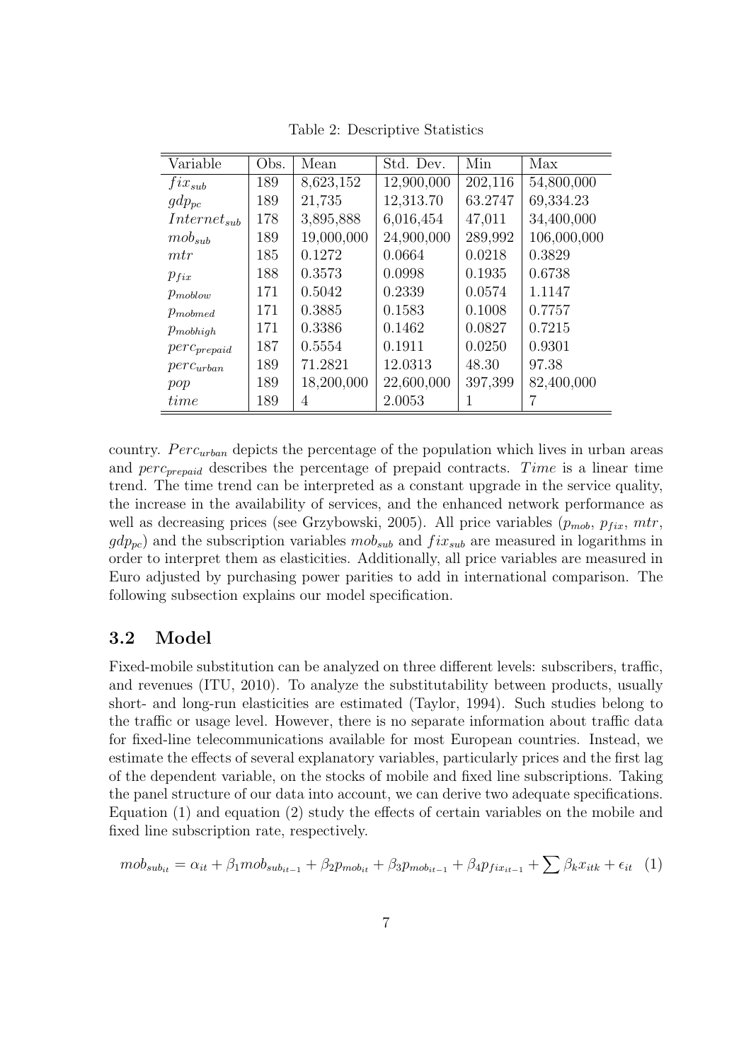Table 2: Descriptive Statistics

| Variable | Obs. | Mean | Std. Dev. | Min | Max |
|---|---|---|---|---|---|
| $fix_{sub}$ | 189 | 8,623,152 | 12,900,000 | 202,116 | 54,800,000 |
| $gdp_{pc}$ | 189 | 21,735 | 12,313.70 | 63.2747 | 69,334.23 |
| $Internet_{sub}$ | 178 | 3,895,888 | 6,016,454 | 47,011 | 34,400,000 |
| $mob_{sub}$ | 189 | 19,000,000 | 24,900,000 | 289,992 | 106,000,000 |
| $mtr$ | 185 | 0.1272 | 0.0664 | 0.0218 | 0.3829 |
| $p_{fix}$ | 188 | 0.3573 | 0.0998 | 0.1935 | 0.6738 |
| $p_{moblow}$ | 171 | 0.5042 | 0.2339 | 0.0574 | 1.1147 |
| $p_{mobmed}$ | 171 | 0.3885 | 0.1583 | 0.1008 | 0.7757 |
| $p_{mobhigh}$ | 171 | 0.3386 | 0.1462 | 0.0827 | 0.7215 |
| $perc_{prepaid}$ | 187 | 0.5554 | 0.1911 | 0.0250 | 0.9301 |
| $perc_{urban}$ | 189 | 71.2821 | 12.0313 | 48.30 | 97.38 |
| $pop$ | 189 | 18,200,000 | 22,600,000 | 397,399 | 82,400,000 |
| $time$ | 189 | 4 | 2.0053 | 1 | 7 |

country. $Perc_{urban}$ depicts the percentage of the population which lives in urban areas and $perc_{prepaid}$ describes the percentage of prepaid contracts. $Time$ is a linear time trend. The time trend can be interpreted as a constant upgrade in the service quality, the increase in the availability of services, and the enhanced network performance as well as decreasing prices (see Grzybowski, 2005). All price variables ($p_{mob}$, $p_{fix}$, $mtr$, $gdp_{pc}$) and the subscription variables $mob_{sub}$ and $fix_{sub}$ are measured in logarithms in order to interpret them as elasticities. Additionally, all price variables are measured in Euro adjusted by purchasing power parities to add in international comparison. The following subsection explains our model specification.

### 3.2 Model

Fixed-mobile substitution can be analyzed on three different levels: subscribers, traffic, and revenues (ITU, 2010). To analyze the substitutability between products, usually short- and long-run elasticities are estimated (Taylor, 1994). Such studies belong to the traffic or usage level. However, there is no separate information about traffic data for fixed-line telecommunications available for most European countries. Instead, we estimate the effects of several explanatory variables, particularly prices and the first lag of the dependent variable, on the stocks of mobile and fixed line subscriptions. Taking the panel structure of our data into account, we can derive two adequate specifications. Equation (1) and equation (2) study the effects of certain variables on the mobile and fixed line subscription rate, respectively.

$$mob_{sub_{it}} = \alpha_{it} + \beta_1 mob_{sub_{it-1}} + \beta_2 p_{mob_{it}} + \beta_3 p_{mob_{it-1}} + \beta_4 p_{fix_{it-1}} + \sum \beta_k x_{itk} + \epsilon_{it} \quad (1)$$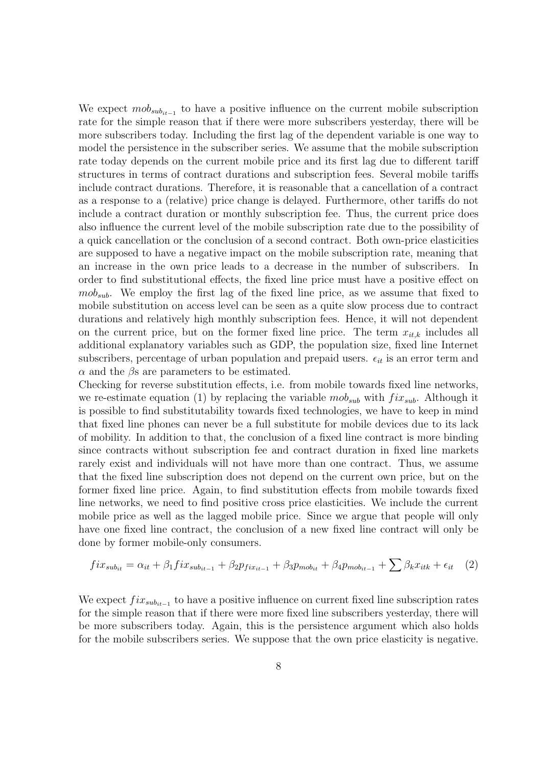We expect $mob_{sub_{it-1}}$ to have a positive influence on the current mobile subscription rate for the simple reason that if there were more subscribers yesterday, there will be more subscribers today. Including the first lag of the dependent variable is one way to model the persistence in the subscriber series. We assume that the mobile subscription rate today depends on the current mobile price and its first lag due to different tariff structures in terms of contract durations and subscription fees. Several mobile tariffs include contract durations. Therefore, it is reasonable that a cancellation of a contract as a response to a (relative) price change is delayed. Furthermore, other tariffs do not include a contract duration or monthly subscription fee. Thus, the current price does also influence the current level of the mobile subscription rate due to the possibility of a quick cancellation or the conclusion of a second contract. Both own-price elasticities are supposed to have a negative impact on the mobile subscription rate, meaning that an increase in the own price leads to a decrease in the number of subscribers. In order to find substitutional effects, the fixed line price must have a positive effect on $mob_{sub}$. We employ the first lag of the fixed line price, as we assume that fixed to mobile substitution on access level can be seen as a quite slow process due to contract durations and relatively high monthly subscription fees. Hence, it will not dependent on the current price, but on the former fixed line price. The term $x_{it,k}$ includes all additional explanatory variables such as GDP, the population size, fixed line Internet subscribers, percentage of urban population and prepaid users. $\epsilon_{it}$ is an error term and $\alpha$ and the $\beta$s are parameters to be estimated.

Checking for reverse substitution effects, i.e. from mobile towards fixed line networks, we re-estimate equation (1) by replacing the variable $mob_{sub}$ with $fix_{sub}$. Although it is possible to find substitutability towards fixed technologies, we have to keep in mind that fixed line phones can never be a full substitute for mobile devices due to its lack of mobility. In addition to that, the conclusion of a fixed line contract is more binding since contracts without subscription fee and contract duration in fixed line markets rarely exist and individuals will not have more than one contract. Thus, we assume that the fixed line subscription does not depend on the current own price, but on the former fixed line price. Again, to find substitution effects from mobile towards fixed line networks, we need to find positive cross price elasticities. We include the current mobile price as well as the lagged mobile price. Since we argue that people will only have one fixed line contract, the conclusion of a new fixed line contract will only be done by former mobile-only consumers.

$$fix_{sub_{it}} = \alpha_{it} + \beta_1 fix_{sub_{it-1}} + \beta_2 p_{fix_{it-1}} + \beta_3 p_{mob_{it}} + \beta_4 p_{mob_{it-1}} + \sum \beta_k x_{itk} + \epsilon_{it} \quad (2)$$

We expect $fix_{sub_{it-1}}$ to have a positive influence on current fixed line subscription rates for the simple reason that if there were more fixed line subscribers yesterday, there will be more subscribers today. Again, this is the persistence argument which also holds for the mobile subscribers series. We suppose that the own price elasticity is negative.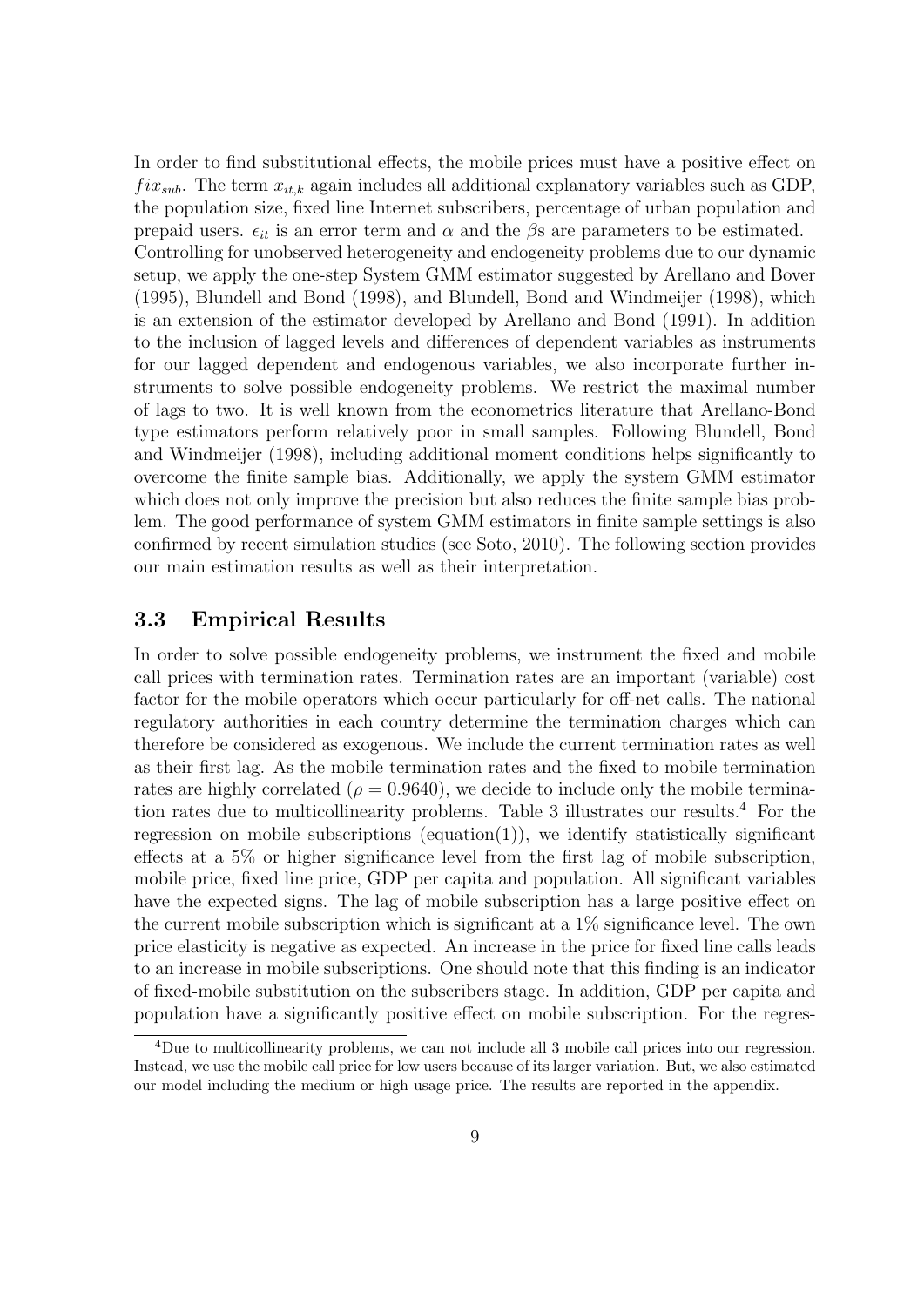In order to find substitutional effects, the mobile prices must have a positive effect on $fix_{sub}$. The term $x_{it,k}$ again includes all additional explanatory variables such as GDP, the population size, fixed line Internet subscribers, percentage of urban population and prepaid users. $\epsilon_{it}$ is an error term and $\alpha$ and the $\beta$s are parameters to be estimated.
Controlling for unobserved heterogeneity and endogeneity problems due to our dynamic setup, we apply the one-step System GMM estimator suggested by Arellano and Bover (1995), Blundell and Bond (1998), and Blundell, Bond and Windmeijer (1998), which is an extension of the estimator developed by Arellano and Bond (1991). In addition to the inclusion of lagged levels and differences of dependent variables as instruments for our lagged dependent and endogenous variables, we also incorporate further instruments to solve possible endogeneity problems. We restrict the maximal number of lags to two. It is well known from the econometrics literature that Arellano-Bond type estimators perform relatively poor in small samples. Following Blundell, Bond and Windmeijer (1998), including additional moment conditions helps significantly to overcome the finite sample bias. Additionally, we apply the system GMM estimator which does not only improve the precision but also reduces the finite sample bias problem. The good performance of system GMM estimators in finite sample settings is also confirmed by recent simulation studies (see Soto, 2010). The following section provides our main estimation results as well as their interpretation.

### 3.3 Empirical Results

In order to solve possible endogeneity problems, we instrument the fixed and mobile call prices with termination rates. Termination rates are an important (variable) cost factor for the mobile operators which occur particularly for off-net calls. The national regulatory authorities in each country determine the termination charges which can therefore be considered as exogenous. We include the current termination rates as well as their first lag. As the mobile termination rates and the fixed to mobile termination rates are highly correlated ($\rho = 0.9640$), we decide to include only the mobile termination rates due to multicollinearity problems. Table 3 illustrates our results.[4] For the regression on mobile subscriptions (equation(1)), we identify statistically significant effects at a 5% or higher significance level from the first lag of mobile subscription, mobile price, fixed line price, GDP per capita and population. All significant variables have the expected signs. The lag of mobile subscription has a large positive effect on the current mobile subscription which is significant at a 1% significance level. The own price elasticity is negative as expected. An increase in the price for fixed line calls leads to an increase in mobile subscriptions. One should note that this finding is an indicator of fixed-mobile substitution on the subscribers stage. In addition, GDP per capita and population have a significantly positive effect on mobile subscription. For the regres-

[4] Due to multicollinearity problems, we can not include all 3 mobile call prices into our regression. Instead, we use the mobile call price for low users because of its larger variation. But, we also estimated our model including the medium or high usage price. The results are reported in the appendix.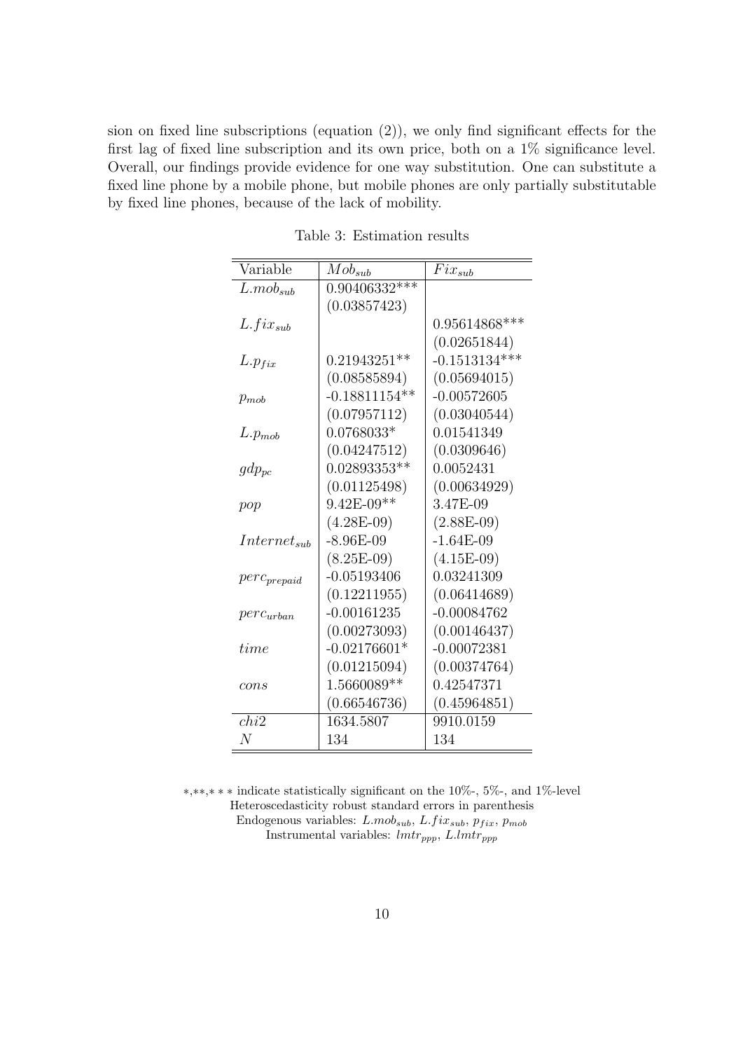sion on fixed line subscriptions (equation (2)), we only find significant effects for the first lag of fixed line subscription and its own price, both on a 1% significance level. Overall, our findings provide evidence for one way substitution. One can substitute a fixed line phone by a mobile phone, but mobile phones are only partially substitutable by fixed line phones, because of the lack of mobility.

Table 3: Estimation results

| Variable | $Mob_{sub}$ | $Fix_{sub}$ |
|---|---|---|
| $L.mob_{sub}$ | 0.90406332*** | |
| | (0.03857423) | |
| $L.fix_{sub}$ | | 0.95614868*** |
| | | (0.02651844) |
| $L.p_{fix}$ | 0.21943251** | -0.1513134*** |
| | (0.08585894) | (0.05694015) |
| $p_{mob}$ | -0.18811154** | -0.00572605 |
| | (0.07957112) | (0.03040544) |
| $L.p_{mob}$ | 0.0768033* | 0.01541349 |
| | (0.04247512) | (0.0309646) |
| $gdp_{pc}$ | 0.02893353** | 0.0052431 |
| | (0.01125498) | (0.00634929) |
| $pop$ | 9.42E-09** | 3.47E-09 |
| | (4.28E-09) | (2.88E-09) |
| $Internet_{sub}$ | -8.96E-09 | -1.64E-09 |
| | (8.25E-09) | (4.15E-09) |
| $perc_{prepaid}$ | -0.05193406 | 0.03241309 |
| | (0.12211955) | (0.06414689) |
| $perc_{urban}$ | -0.00161235 | -0.00084762 |
| | (0.00273093) | (0.00146437) |
| $time$ | -0.02176601* | -0.00072381 |
| | (0.01215094) | (0.00374764) |
| $cons$ | 1.5660089** | 0.42547371 |
| | (0.66546736) | (0.45964851) |
| $chi2$ | 1634.5807 | 9910.0159 |
| $N$ | 134 | 134 |

*,**,*** indicate statistically significant on the 10%-, 5%-, and 1%-level
Heteroscedasticity robust standard errors in parenthesis
Endogenous variables: $L.mob_{sub}$, $L.fix_{sub}$, $p_{fix}$, $p_{mob}$
Instrumental variables: $lmtr_{ppp}$, $L.lmtr_{ppp}$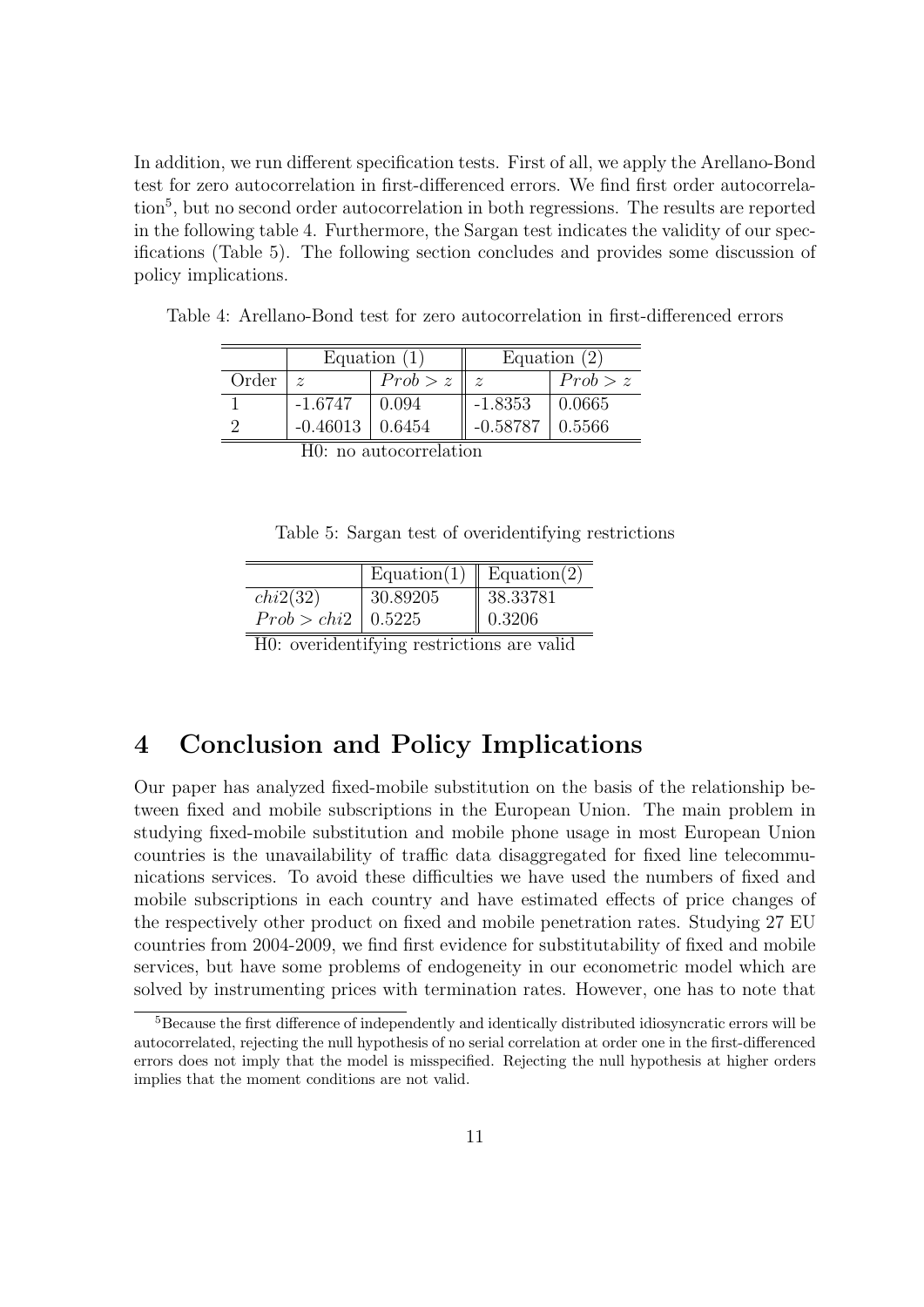In addition, we run different specification tests. First of all, we apply the Arellano-Bond test for zero autocorrelation in first-differenced errors. We find first order autocorrelation[5], but no second order autocorrelation in both regressions. The results are reported in the following table 4. Furthermore, the Sargan test indicates the validity of our specifications (Table 5). The following section concludes and provides some discussion of policy implications.

Table 4: Arellano-Bond test for zero autocorrelation in first-differenced errors

| | Equation (1) | | Equation (2) | |
|---|---|---|---|---|
| Order | $z$ | $Prob > z$ | $z$ | $Prob > z$ |
| 1 | -1.6747 | 0.094 | -1.8353 | 0.0665 |
| 2 | -0.46013 | 0.6454 | -0.58787 | 0.5566 |

H0: no autocorrelation

Table 5: Sargan test of overidentifying restrictions

| | Equation(1) | Equation(2) |
|---|---|---|
| $chi2(32)$ | 30.89205 | 38.33781 |
| $Prob > chi2$ | 0.5225 | 0.3206 |

H0: overidentifying restrictions are valid

# 4 Conclusion and Policy Implications

Our paper has analyzed fixed-mobile substitution on the basis of the relationship between fixed and mobile subscriptions in the European Union. The main problem in studying fixed-mobile substitution and mobile phone usage in most European Union countries is the unavailability of traffic data disaggregated for fixed line telecommunications services. To avoid these difficulties we have used the numbers of fixed and mobile subscriptions in each country and have estimated effects of price changes of the respectively other product on fixed and mobile penetration rates. Studying 27 EU countries from 2004-2009, we find first evidence for substitutability of fixed and mobile services, but have some problems of endogeneity in our econometric model which are solved by instrumenting prices with termination rates. However, one has to note that

[5] Because the first difference of independently and identically distributed idiosyncratic errors will be autocorrelated, rejecting the null hypothesis of no serial correlation at order one in the first-differenced errors does not imply that the model is misspecified. Rejecting the null hypothesis at higher orders implies that the moment conditions are not valid.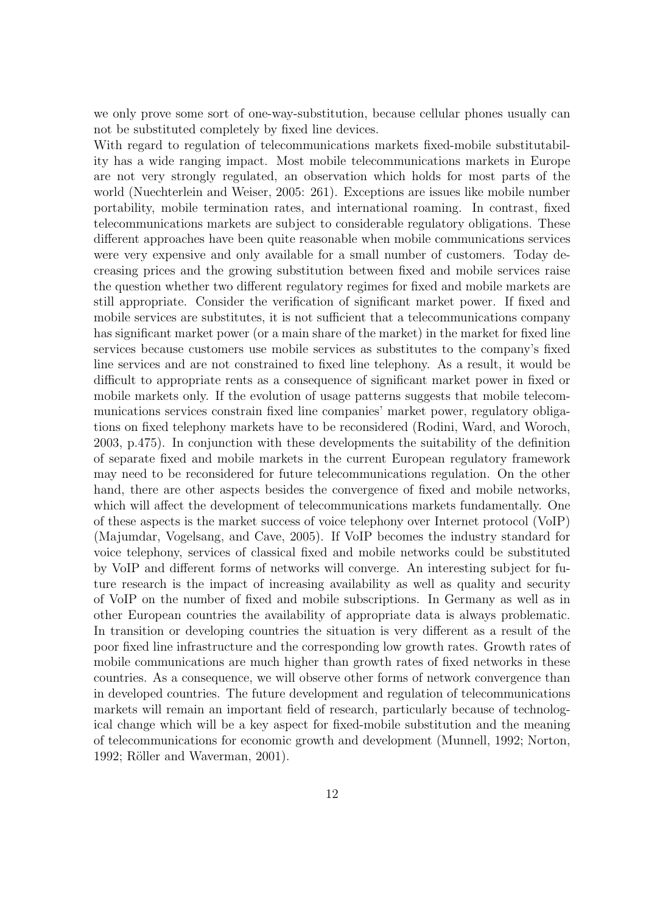we only prove some sort of one-way-substitution, because cellular phones usually can not be substituted completely by fixed line devices.

With regard to regulation of telecommunications markets fixed-mobile substitutability has a wide ranging impact. Most mobile telecommunications markets in Europe are not very strongly regulated, an observation which holds for most parts of the world (Nuechterlein and Weiser, 2005: 261). Exceptions are issues like mobile number portability, mobile termination rates, and international roaming. In contrast, fixed telecommunications markets are subject to considerable regulatory obligations. These different approaches have been quite reasonable when mobile communications services were very expensive and only available for a small number of customers. Today decreasing prices and the growing substitution between fixed and mobile services raise the question whether two different regulatory regimes for fixed and mobile markets are still appropriate. Consider the verification of significant market power. If fixed and mobile services are substitutes, it is not sufficient that a telecommunications company has significant market power (or a main share of the market) in the market for fixed line services because customers use mobile services as substitutes to the company's fixed line services and are not constrained to fixed line telephony. As a result, it would be difficult to appropriate rents as a consequence of significant market power in fixed or mobile markets only. If the evolution of usage patterns suggests that mobile telecommunications services constrain fixed line companies' market power, regulatory obligations on fixed telephony markets have to be reconsidered (Rodini, Ward, and Woroch, 2003, p.475). In conjunction with these developments the suitability of the definition of separate fixed and mobile markets in the current European regulatory framework may need to be reconsidered for future telecommunications regulation. On the other hand, there are other aspects besides the convergence of fixed and mobile networks, which will affect the development of telecommunications markets fundamentally. One of these aspects is the market success of voice telephony over Internet protocol (VoIP) (Majumdar, Vogelsang, and Cave, 2005). If VoIP becomes the industry standard for voice telephony, services of classical fixed and mobile networks could be substituted by VoIP and different forms of networks will converge. An interesting subject for future research is the impact of increasing availability as well as quality and security of VoIP on the number of fixed and mobile subscriptions. In Germany as well as in other European countries the availability of appropriate data is always problematic. In transition or developing countries the situation is very different as a result of the poor fixed line infrastructure and the corresponding low growth rates. Growth rates of mobile communications are much higher than growth rates of fixed networks in these countries. As a consequence, we will observe other forms of network convergence than in developed countries. The future development and regulation of telecommunications markets will remain an important field of research, particularly because of technological change which will be a key aspect for fixed-mobile substitution and the meaning of telecommunications for economic growth and development (Munnell, 1992; Norton, 1992; Röller and Waverman, 2001).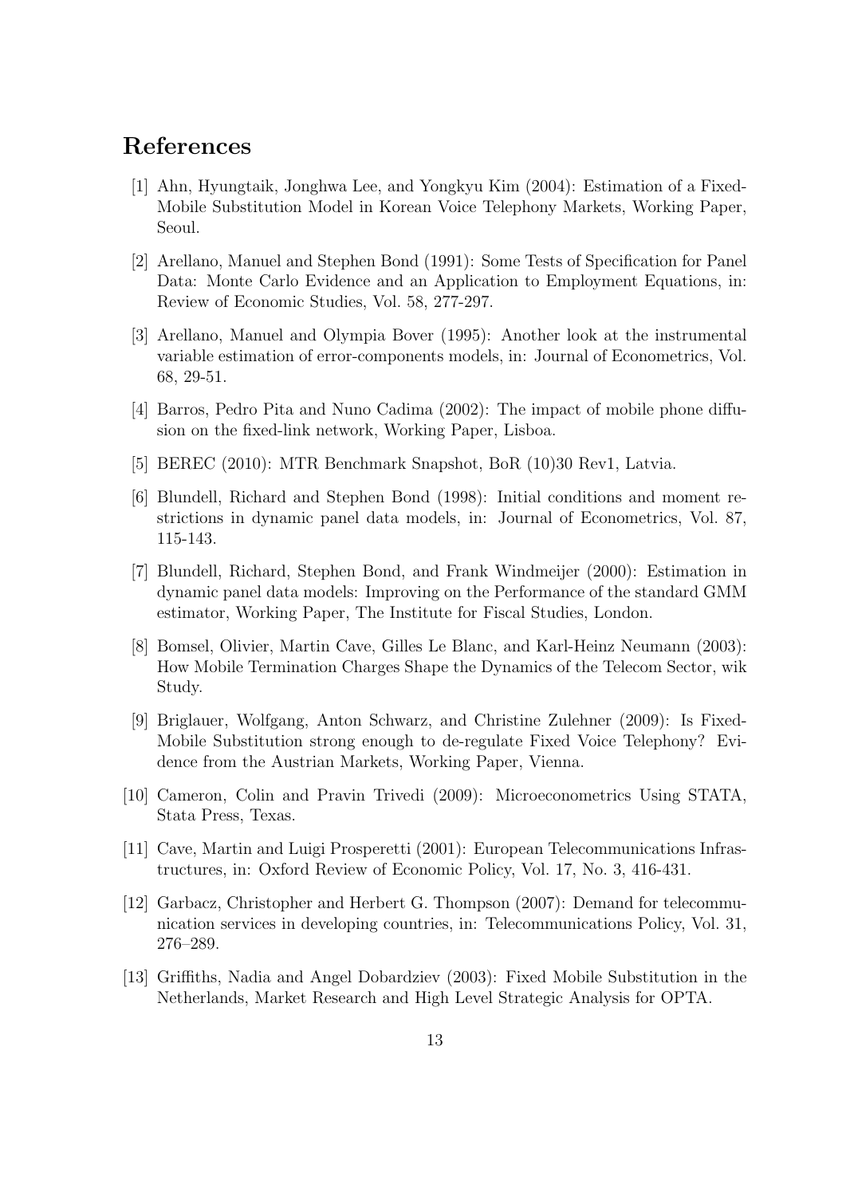## References

[1] Ahn, Hyungtaik, Jonghwa Lee, and Yongkyu Kim (2004): Estimation of a Fixed-Mobile Substitution Model in Korean Voice Telephony Markets, Working Paper, Seoul.

[2] Arellano, Manuel and Stephen Bond (1991): Some Tests of Specification for Panel Data: Monte Carlo Evidence and an Application to Employment Equations, in: Review of Economic Studies, Vol. 58, 277-297.

[3] Arellano, Manuel and Olympia Bover (1995): Another look at the instrumental variable estimation of error-components models, in: Journal of Econometrics, Vol. 68, 29-51.

[4] Barros, Pedro Pita and Nuno Cadima (2002): The impact of mobile phone diffusion on the fixed-link network, Working Paper, Lisboa.

[5] BEREC (2010): MTR Benchmark Snapshot, BoR (10)30 Rev1, Latvia.

[6] Blundell, Richard and Stephen Bond (1998): Initial conditions and moment restrictions in dynamic panel data models, in: Journal of Econometrics, Vol. 87, 115-143.

[7] Blundell, Richard, Stephen Bond, and Frank Windmeijer (2000): Estimation in dynamic panel data models: Improving on the Performance of the standard GMM estimator, Working Paper, The Institute for Fiscal Studies, London.

[8] Bomsel, Olivier, Martin Cave, Gilles Le Blanc, and Karl-Heinz Neumann (2003): How Mobile Termination Charges Shape the Dynamics of the Telecom Sector, wik Study.

[9] Briglauer, Wolfgang, Anton Schwarz, and Christine Zulehner (2009): Is Fixed-Mobile Substitution strong enough to de-regulate Fixed Voice Telephony? Evidence from the Austrian Markets, Working Paper, Vienna.

[10] Cameron, Colin and Pravin Trivedi (2009): Microeconometrics Using STATA, Stata Press, Texas.

[11] Cave, Martin and Luigi Prosperetti (2001): European Telecommunications Infrastructures, in: Oxford Review of Economic Policy, Vol. 17, No. 3, 416-431.

[12] Garbacz, Christopher and Herbert G. Thompson (2007): Demand for telecommunication services in developing countries, in: Telecommunications Policy, Vol. 31, 276–289.

[13] Griffiths, Nadia and Angel Dobardziev (2003): Fixed Mobile Substitution in the Netherlands, Market Research and High Level Strategic Analysis for OPTA.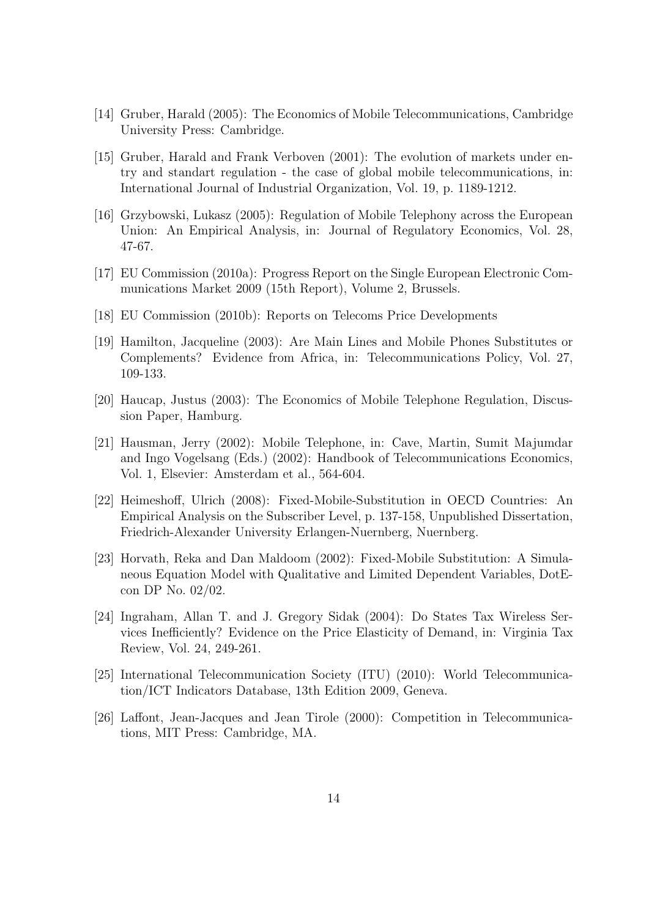[14] Gruber, Harald (2005): The Economics of Mobile Telecommunications, Cambridge University Press: Cambridge.

[15] Gruber, Harald and Frank Verboven (2001): The evolution of markets under entry and standart regulation - the case of global mobile telecommunications, in: International Journal of Industrial Organization, Vol. 19, p. 1189-1212.

[16] Grzybowski, Lukasz (2005): Regulation of Mobile Telephony across the European Union: An Empirical Analysis, in: Journal of Regulatory Economics, Vol. 28, 47-67.

[17] EU Commission (2010a): Progress Report on the Single European Electronic Communications Market 2009 (15th Report), Volume 2, Brussels.

[18] EU Commission (2010b): Reports on Telecoms Price Developments

[19] Hamilton, Jacqueline (2003): Are Main Lines and Mobile Phones Substitutes or Complements? Evidence from Africa, in: Telecommunications Policy, Vol. 27, 109-133.

[20] Haucap, Justus (2003): The Economics of Mobile Telephone Regulation, Discussion Paper, Hamburg.

[21] Hausman, Jerry (2002): Mobile Telephone, in: Cave, Martin, Sumit Majumdar and Ingo Vogelsang (Eds.) (2002): Handbook of Telecommunications Economics, Vol. 1, Elsevier: Amsterdam et al., 564-604.

[22] Heimeshoff, Ulrich (2008): Fixed-Mobile-Substitution in OECD Countries: An Empirical Analysis on the Subscriber Level, p. 137-158, Unpublished Dissertation, Friedrich-Alexander University Erlangen-Nuernberg, Nuernberg.

[23] Horvath, Reka and Dan Maldoom (2002): Fixed-Mobile Substitution: A Simulaneous Equation Model with Qualitative and Limited Dependent Variables, DotEcon DP No. 02/02.

[24] Ingraham, Allan T. and J. Gregory Sidak (2004): Do States Tax Wireless Services Inefficiently? Evidence on the Price Elasticity of Demand, in: Virginia Tax Review, Vol. 24, 249-261.

[25] International Telecommunication Society (ITU) (2010): World Telecommunication/ICT Indicators Database, 13th Edition 2009, Geneva.

[26] Laffont, Jean-Jacques and Jean Tirole (2000): Competition in Telecommunications, MIT Press: Cambridge, MA.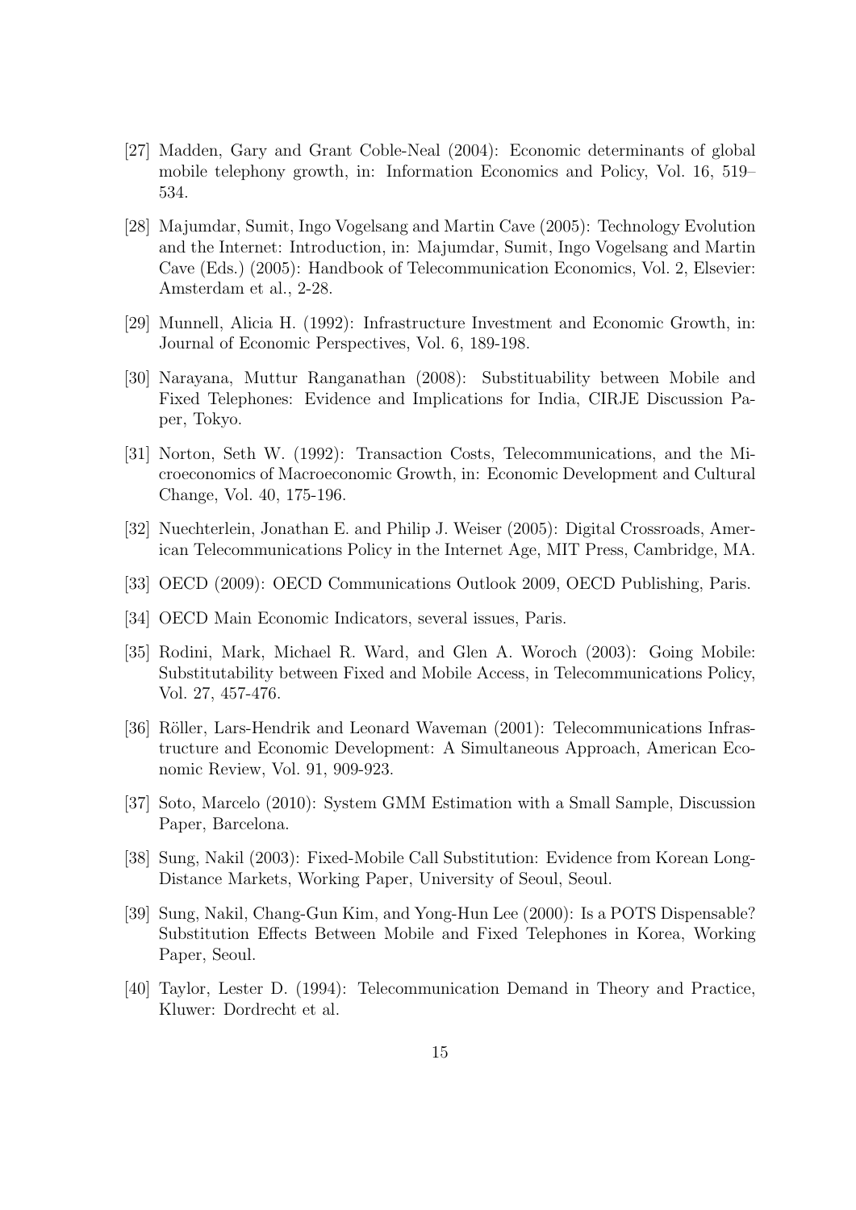[27] Madden, Gary and Grant Coble-Neal (2004): Economic determinants of global mobile telephony growth, in: Information Economics and Policy, Vol. 16, 519–534.

[28] Majumdar, Sumit, Ingo Vogelsang and Martin Cave (2005): Technology Evolution and the Internet: Introduction, in: Majumdar, Sumit, Ingo Vogelsang and Martin Cave (Eds.) (2005): Handbook of Telecommunication Economics, Vol. 2, Elsevier: Amsterdam et al., 2-28.

[29] Munnell, Alicia H. (1992): Infrastructure Investment and Economic Growth, in: Journal of Economic Perspectives, Vol. 6, 189-198.

[30] Narayana, Muttur Ranganathan (2008): Substituability between Mobile and Fixed Telephones: Evidence and Implications for India, CIRJE Discussion Paper, Tokyo.

[31] Norton, Seth W. (1992): Transaction Costs, Telecommunications, and the Microeconomics of Macroeconomic Growth, in: Economic Development and Cultural Change, Vol. 40, 175-196.

[32] Nuechterlein, Jonathan E. and Philip J. Weiser (2005): Digital Crossroads, American Telecommunications Policy in the Internet Age, MIT Press, Cambridge, MA.

[33] OECD (2009): OECD Communications Outlook 2009, OECD Publishing, Paris.

[34] OECD Main Economic Indicators, several issues, Paris.

[35] Rodini, Mark, Michael R. Ward, and Glen A. Woroch (2003): Going Mobile: Substitutability between Fixed and Mobile Access, in Telecommunications Policy, Vol. 27, 457-476.

[36] Röller, Lars-Hendrik and Leonard Waveman (2001): Telecommunications Infrastructure and Economic Development: A Simultaneous Approach, American Economic Review, Vol. 91, 909-923.

[37] Soto, Marcelo (2010): System GMM Estimation with a Small Sample, Discussion Paper, Barcelona.

[38] Sung, Nakil (2003): Fixed-Mobile Call Substitution: Evidence from Korean Long-Distance Markets, Working Paper, University of Seoul, Seoul.

[39] Sung, Nakil, Chang-Gun Kim, and Yong-Hun Lee (2000): Is a POTS Dispensable? Substitution Effects Between Mobile and Fixed Telephones in Korea, Working Paper, Seoul.

[40] Taylor, Lester D. (1994): Telecommunication Demand in Theory and Practice, Kluwer: Dordrecht et al.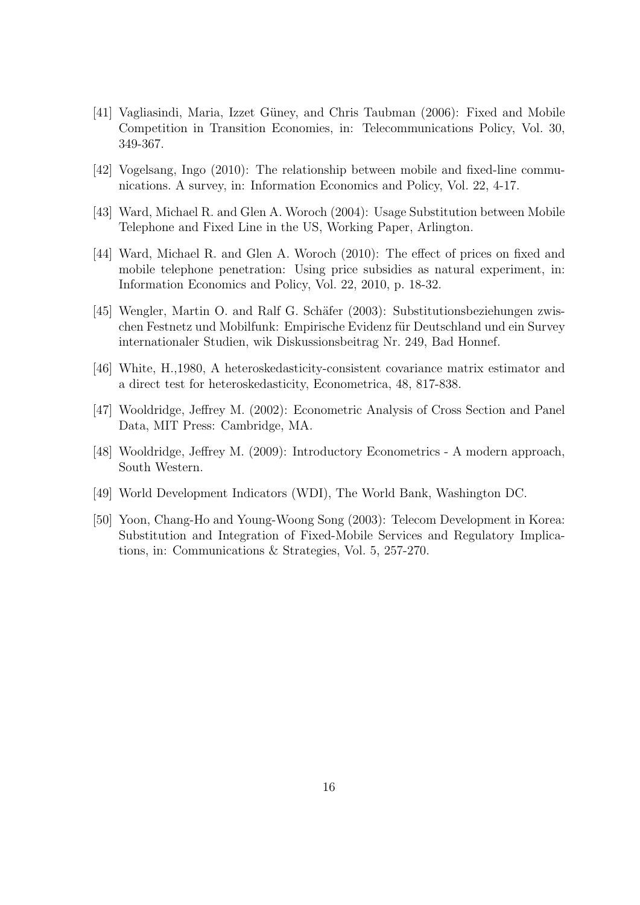[41] Vagliasindi, Maria, Izzet Güney, and Chris Taubman (2006): Fixed and Mobile Competition in Transition Economies, in: Telecommunications Policy, Vol. 30, 349-367.

[42] Vogelsang, Ingo (2010): The relationship between mobile and fixed-line communications. A survey, in: Information Economics and Policy, Vol. 22, 4-17.

[43] Ward, Michael R. and Glen A. Woroch (2004): Usage Substitution between Mobile Telephone and Fixed Line in the US, Working Paper, Arlington.

[44] Ward, Michael R. and Glen A. Woroch (2010): The effect of prices on fixed and mobile telephone penetration: Using price subsidies as natural experiment, in: Information Economics and Policy, Vol. 22, 2010, p. 18-32.

[45] Wengler, Martin O. and Ralf G. Schäfer (2003): Substitutionsbeziehungen zwischen Festnetz und Mobilfunk: Empirische Evidenz für Deutschland und ein Survey internationaler Studien, wik Diskussionsbeitrag Nr. 249, Bad Honnef.

[46] White, H.,1980, A heteroskedasticity-consistent covariance matrix estimator and a direct test for heteroskedasticity, Econometrica, 48, 817-838.

[47] Wooldridge, Jeffrey M. (2002): Econometric Analysis of Cross Section and Panel Data, MIT Press: Cambridge, MA.

[48] Wooldridge, Jeffrey M. (2009): Introductory Econometrics - A modern approach, South Western.

[49] World Development Indicators (WDI), The World Bank, Washington DC.

[50] Yoon, Chang-Ho and Young-Woong Song (2003): Telecom Development in Korea: Substitution and Integration of Fixed-Mobile Services and Regulatory Implications, in: Communications & Strategies, Vol. 5, 257-270.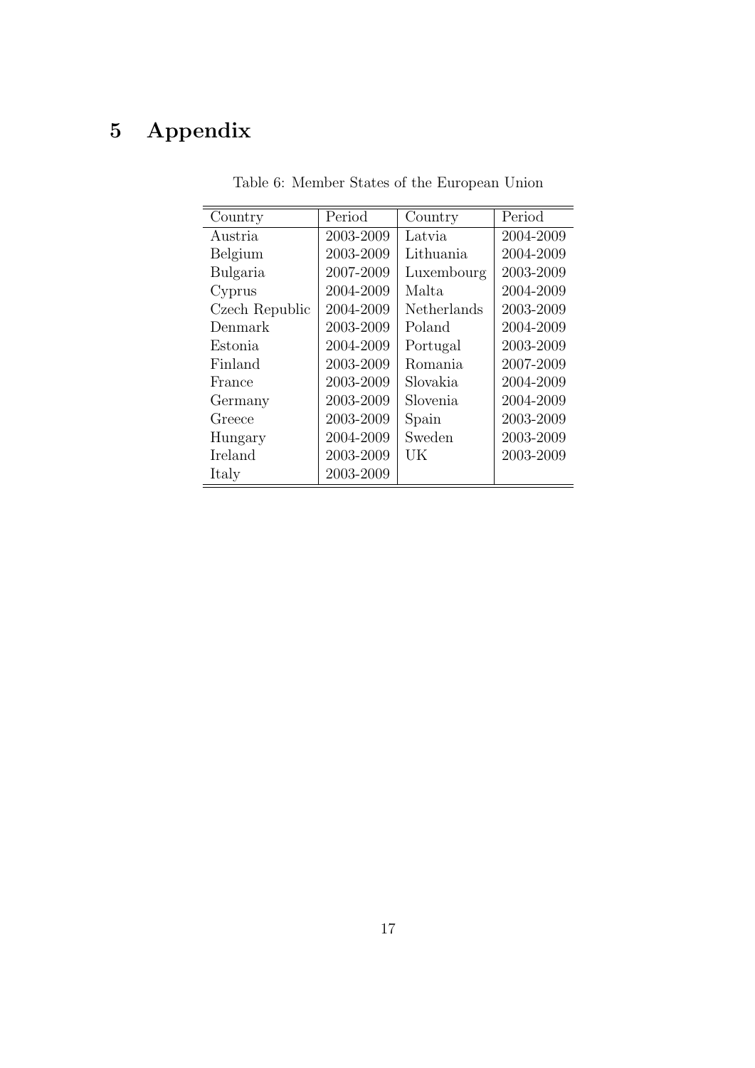# 5 Appendix

Table 6: Member States of the European Union

| Country | Period | Country | Period |
|---|---|---|---|
| Austria | 2003-2009 | Latvia | 2004-2009 |
| Belgium | 2003-2009 | Lithuania | 2004-2009 |
| Bulgaria | 2007-2009 | Luxembourg | 2003-2009 |
| Cyprus | 2004-2009 | Malta | 2004-2009 |
| Czech Republic | 2004-2009 | Netherlands | 2003-2009 |
| Denmark | 2003-2009 | Poland | 2004-2009 |
| Estonia | 2004-2009 | Portugal | 2003-2009 |
| Finland | 2003-2009 | Romania | 2007-2009 |
| France | 2003-2009 | Slovakia | 2004-2009 |
| Germany | 2003-2009 | Slovenia | 2004-2009 |
| Greece | 2003-2009 | Spain | 2003-2009 |
| Hungary | 2004-2009 | Sweden | 2003-2009 |
| Ireland | 2003-2009 | UK | 2003-2009 |
| Italy | 2003-2009 | | |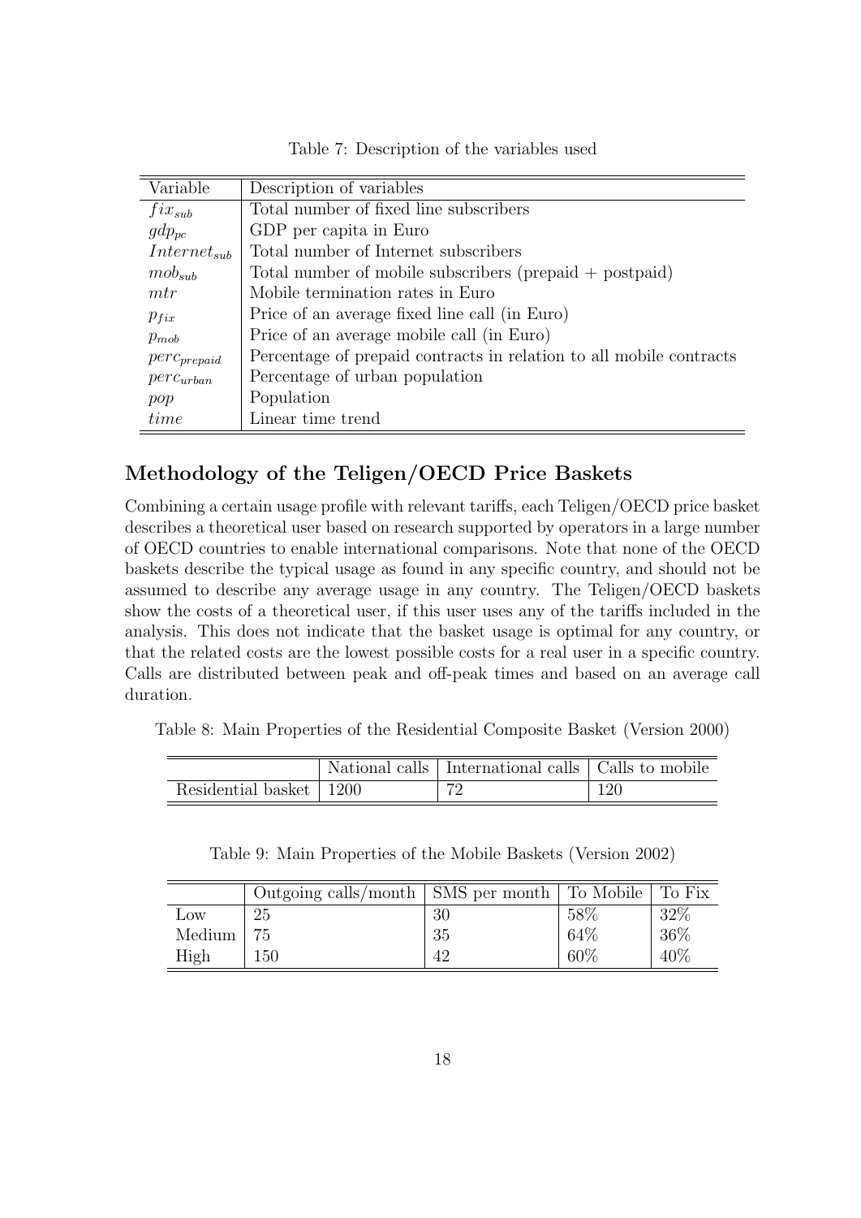Table 7: Description of the variables used

| Variable | Description of variables |
|---|---|
| $fix_{sub}$ | Total number of fixed line subscribers |
| $gdp_{pc}$ | GDP per capita in Euro |
| $Internet_{sub}$ | Total number of Internet subscribers |
| $mob_{sub}$ | Total number of mobile subscribers (prepaid + postpaid) |
| $mtr$ | Mobile termination rates in Euro |
| $p_{fix}$ | Price of an average fixed line call (in Euro) |
| $p_{mob}$ | Price of an average mobile call (in Euro) |
| $perc_{prepaid}$ | Percentage of prepaid contracts in relation to all mobile contracts |
| $perc_{urban}$ | Percentage of urban population |
| $pop$ | Population |
| $time$ | Linear time trend |

## Methodology of the Teligen/OECD Price Baskets

Combining a certain usage profile with relevant tariffs, each Teligen/OECD price basket describes a theoretical user based on research supported by operators in a large number of OECD countries to enable international comparisons. Note that none of the OECD baskets describe the typical usage as found in any specific country, and should not be assumed to describe any average usage in any country. The Teligen/OECD baskets show the costs of a theoretical user, if this user uses any of the tariffs included in the analysis. This does not indicate that the basket usage is optimal for any country, or that the related costs are the lowest possible costs for a real user in a specific country. Calls are distributed between peak and off-peak times and based on an average call duration.

Table 8: Main Properties of the Residential Composite Basket (Version 2000)

| | National calls | International calls | Calls to mobile |
|---|---|---|---|
| Residential basket | 1200 | 72 | 120 |

Table 9: Main Properties of the Mobile Baskets (Version 2002)

| | Outgoing calls/month | SMS per month | To Mobile | To Fix |
|---|---|---|---|---|
| Low | 25 | 30 | 58% | 32% |
| Medium | 75 | 35 | 64% | 36% |
| High | 150 | 42 | 60% | 40% |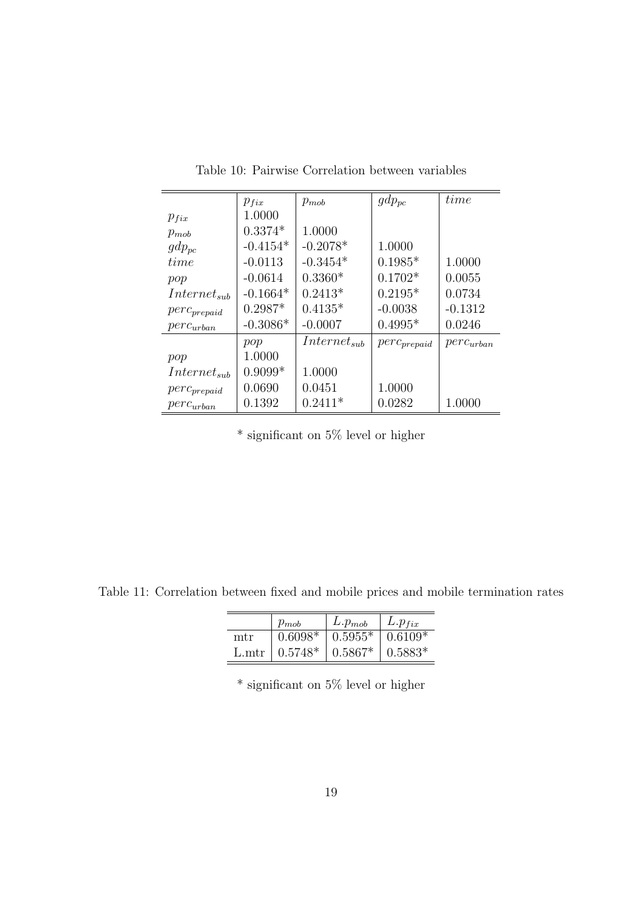Table 10: Pairwise Correlation between variables

| | $p_{fix}$ | $p_{mob}$ | $gdp_{pc}$ | $time$ |
|---|---|---|---|---|
| $p_{fix}$ | 1.0000 | | | |
| $p_{mob}$ | 0.3374* | 1.0000 | | |
| $gdp_{pc}$ | -0.4154* | -0.2078* | 1.0000 | |
| $time$ | -0.0113 | -0.3454* | 0.1985* | 1.0000 |
| $pop$ | -0.0614 | 0.3360* | 0.1702* | 0.0055 |
| $Internet_{sub}$ | -0.1664* | 0.2413* | 0.2195* | 0.0734 |
| $perc_{prepaid}$ | 0.2987* | 0.4135* | -0.0038 | -0.1312 |
| $perc_{urban}$ | -0.3086* | -0.0007 | 0.4995* | 0.0246 |
| | $pop$ | $Internet_{sub}$ | $perc_{prepaid}$ | $perc_{urban}$ |
| $pop$ | 1.0000 | | | |
| $Internet_{sub}$ | 0.9099* | 1.0000 | | |
| $perc_{prepaid}$ | 0.0690 | 0.0451 | 1.0000 | |
| $perc_{urban}$ | 0.1392 | 0.2411* | 0.0282 | 1.0000 |

\* significant on 5% level or higher

Table 11: Correlation between fixed and mobile prices and mobile termination rates

| | $p_{mob}$ | $L.p_{mob}$ | $L.p_{fix}$ |
|---|---|---|---|
| mtr | 0.6098* | 0.5955* | 0.6109* |
| L.mtr | 0.5748* | 0.5867* | 0.5883* |

\* significant on 5% level or higher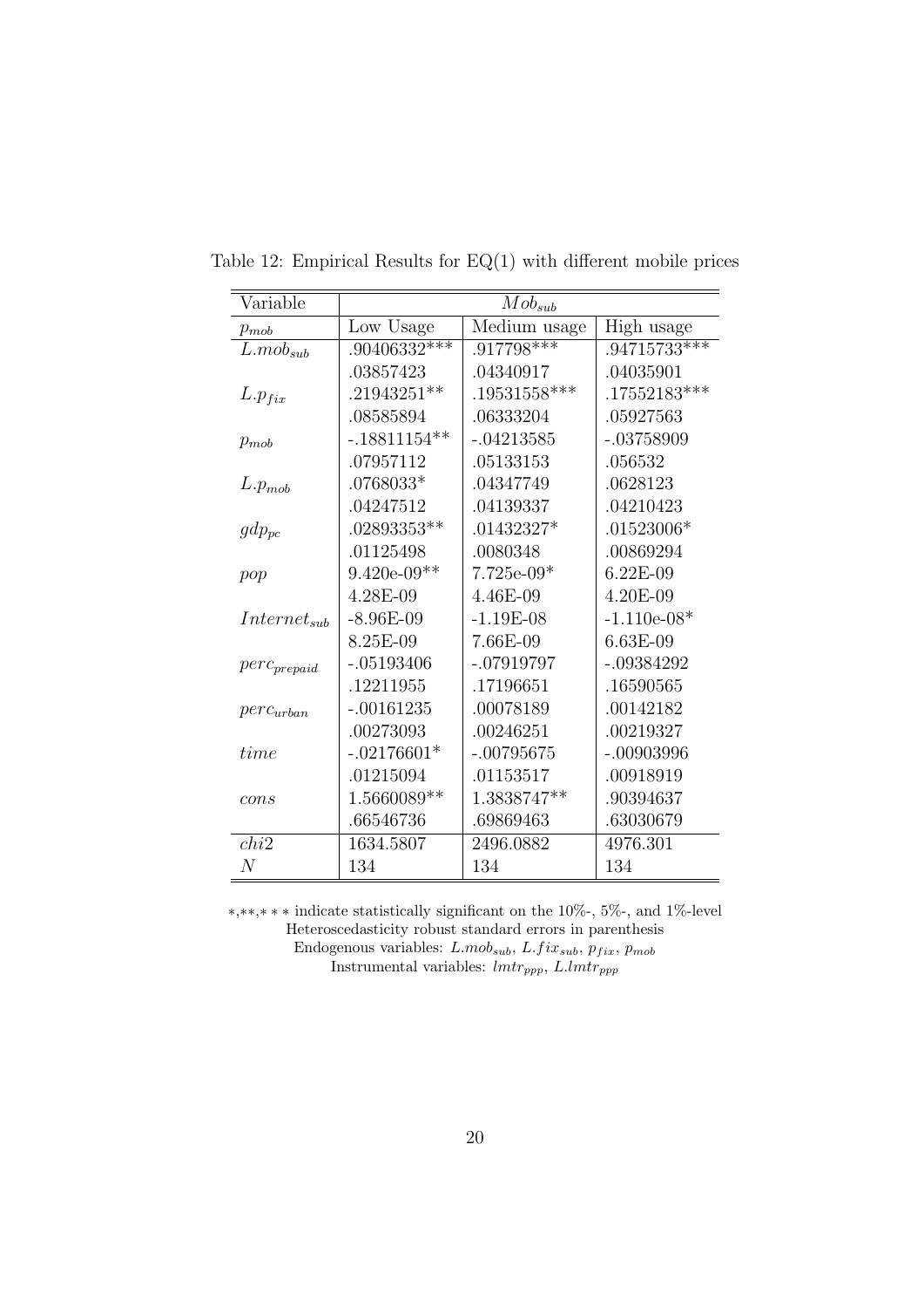Table 12: Empirical Results for EQ(1) with different mobile prices

| Variable | $Mob_{sub}$ | | |
|---|---|---|---|
| $p_{mob}$ | Low Usage | Medium usage | High usage |
| $L.mob_{sub}$ | .90406332*** | .917798*** | .94715733*** |
| | .03857423 | .04340917 | .04035901 |
| $L.p_{fix}$ | .21943251** | .19531558*** | .17552183*** |
| | .08585894 | .06333204 | .05927563 |
| $p_{mob}$ | -.18811154** | -.04213585 | -.03758909 |
| | .07957112 | .05133153 | .056532 |
| $L.p_{mob}$ | .0768033* | .04347749 | .0628123 |
| | .04247512 | .04139337 | .04210423 |
| $gdp_{pc}$ | .02893353** | .01432327* | .01523006* |
| | .01125498 | .0080348 | .00869294 |
| $pop$ | 9.420e-09** | 7.725e-09* | 6.22E-09 |
| | 4.28E-09 | 4.46E-09 | 4.20E-09 |
| $Internet_{sub}$ | -8.96E-09 | -1.19E-08 | -1.110e-08* |
| | 8.25E-09 | 7.66E-09 | 6.63E-09 |
| $perc_{prepaid}$ | -.05193406 | -.07919797 | -.09384292 |
| | .12211955 | .17196651 | .16590565 |
| $perc_{urban}$ | -.00161235 | .00078189 | .00142182 |
| | .00273093 | .00246251 | .00219327 |
| $time$ | -.02176601* | -.00795675 | -.00903996 |
| | .01215094 | .01153517 | .00918919 |
| $cons$ | 1.5660089** | 1.3838747** | .90394637 |
| | .66546736 | .69869463 | .63030679 |
| $chi2$ | 1634.5807 | 2496.0882 | 4976.301 |
| $N$ | 134 | 134 | 134 |

$*, **, ***$ indicate statistically significant on the 10%-, 5%-, and 1%-level
Heteroscedasticity robust standard errors in parenthesis
Endogenous variables: $L.mob_{sub}$, $L.fix_{sub}$, $p_{fix}$, $p_{mob}$
Instrumental variables: $lmtr_{ppp}$, $L.lmtr_{ppp}$